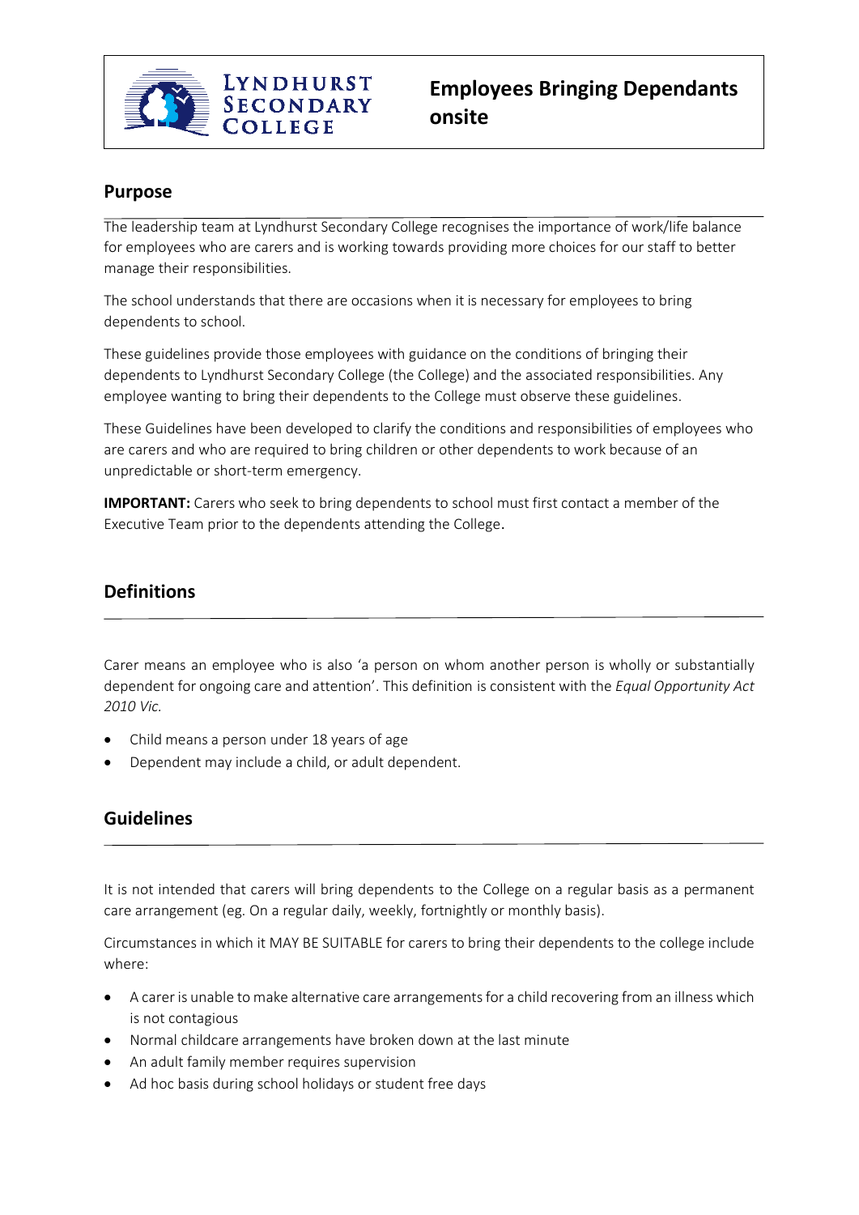# Employees Bringing Dependants onsite

## Purpose

The leadership team at Lyndhurst Secondary College recognises the importance of work/life balance for employees who are carers and is working towards providing more choices for our staff to better manage their responsibilities.

The school understands that there are occasions when it is necessary for employees to bring dependents to school.

These guidelines provide those employees with guidance on the conditions of bringing their dependents to Lyndhurst Secondary College (the College) and the associated responsibilities. Any employee wanting to bring their dependents to the College must observe these guidelines.

These Guidelines have been developed to clarify the conditions and responsibilities of employees who are carers and who are required to bring children or other dependents to work because of an unpredictable or short-term emergency.

**IMPORTANT:** Carers who seek to bring dependents to school must first contact a member of the Executive Team prior to the dependents attending the College.

## Definitions

Carer means an employee who is also 'a person on whom another person is wholly or substantially dependent for ongoing care and attention'. This definition is consistent with the *Equal Opportunity Act 2010 Vic.*

- Child means a person under 18 years of age
- Dependent may include a child, or adult dependent.

## Guidelines

It is not intended that carers will bring dependents to the College on a regular basis as a permanent care arrangement (eg. On a regular daily, weekly, fortnightly or monthly basis).

Circumstances in which it MAY BE SUITABLE for carers to bring their dependents to the college include where:

- A carer is unable to make alternative care arrangements for a child recovering from an illness which is not contagious
- Normal childcare arrangements have broken down at the last minute
- An adult family member requires supervision
- Ad hoc basis during school holidays or student free days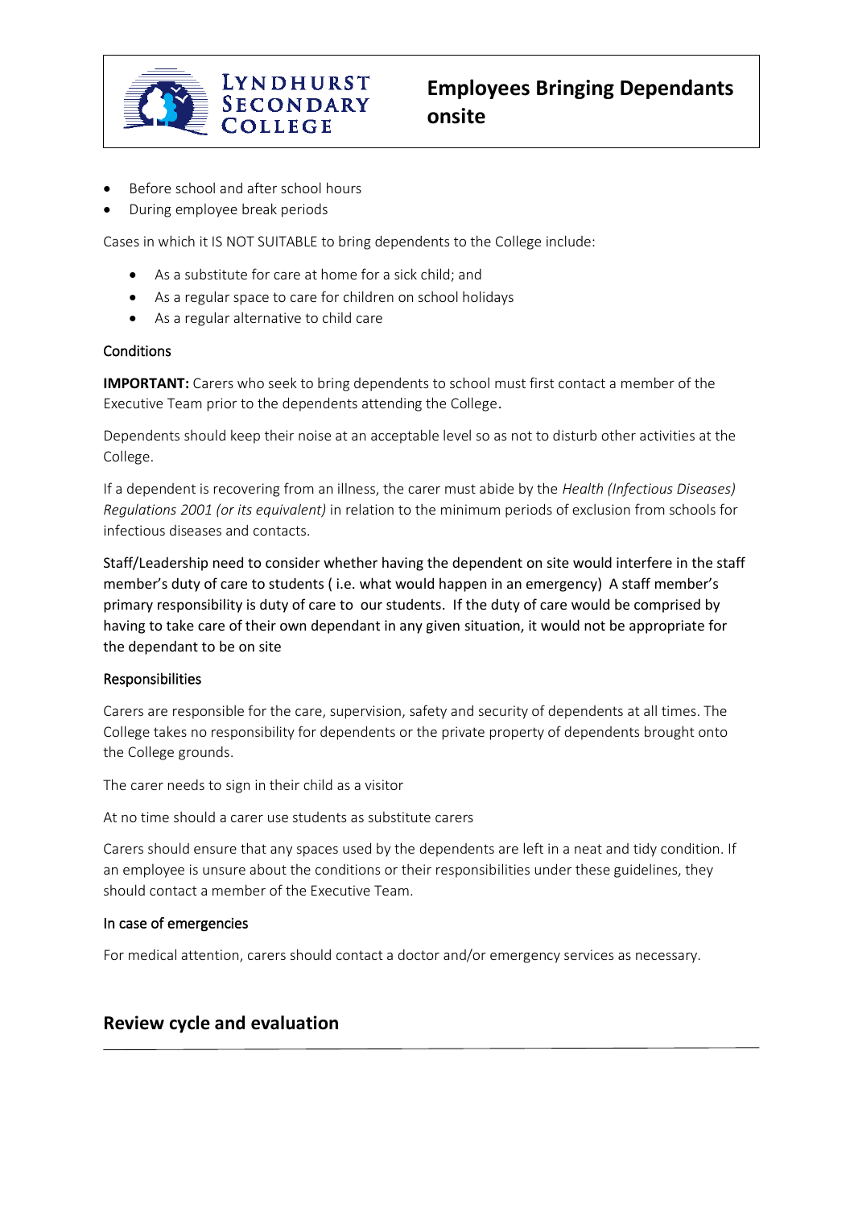- Before school and after school hours
- During employee break periods

Cases in which it IS NOT SUITABLE to bring dependents to the College include:

- As a substitute for care at home for a sick child; and
- As a regular space to care for children on school holidays
- As a regular alternative to child care

### Conditions

**IMPORTANT:** Carers who seek to bring dependents to school must first contact a member of the Executive Team prior to the dependents attending the College.

Dependents should keep their noise at an acceptable level so as not to disturb other activities at the College.

If a dependent is recovering from an illness, the carer must abide by the *Health (Infectious Diseases) Regulations 2001 (or its equivalent)* in relation to the minimum periods of exclusion from schools for infectious diseases and contacts.

Staff/Leadership need to consider whether having the dependent on site would interfere in the staff member's duty of care to students ( i.e. what would happen in an emergency) A staff member's primary responsibility is duty of care to our students. If the duty of care would be comprised by having to take care of their own dependant in any given situation, it would not be appropriate for the dependant to be on site

### Responsibilities

Carers are responsible for the care, supervision, safety and security of dependents at all times. The College takes no responsibility for dependents or the private property of dependents brought onto the College grounds.

The carer needs to sign in their child as a visitor

At no time should a carer use students as substitute carers

Carers should ensure that any spaces used by the dependents are left in a neat and tidy condition. If an employee is unsure about the conditions or their responsibilities under these guidelines, they should contact a member of the Executive Team.

### In case of emergencies

For medical attention, carers should contact a doctor and/or emergency services as necessary.

## Review cycle and evaluation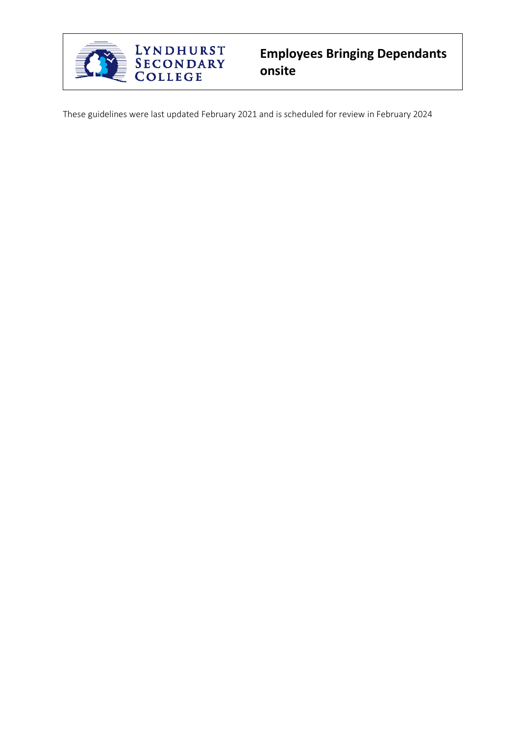These guidelines were last updated February 2021 and is scheduled for review in February 2024